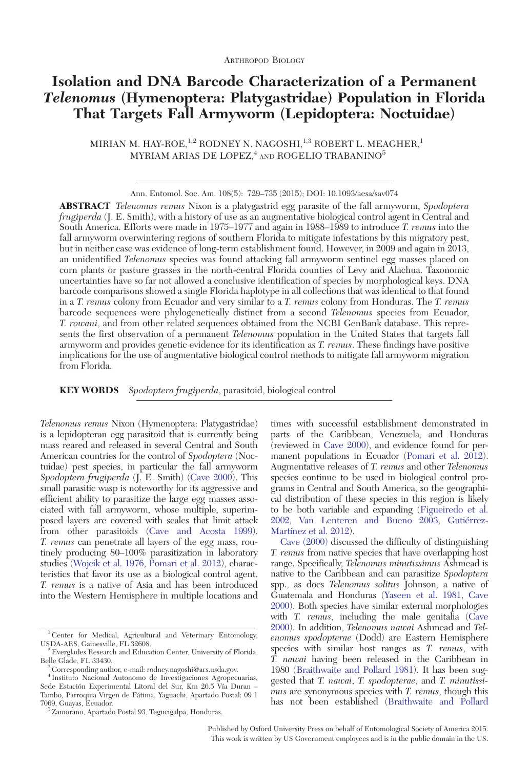Arthropod Biology

# Isolation and DNA Barcode Characterization of a Permanent *Telenomus* (Hymenoptera: Platygastridae) Population in Florida That Targets Fall Armyworm (Lepidoptera: Noctuidae)

MIRIAN M. HAY-ROE,[1,2] RODNEY N. NAGOSHI,[1,3] ROBERT L. MEAGHER,[1] MYRIAM ARIAS DE LOPEZ,[4] AND ROGELIO TRABANINO[5]

Ann. Entomol. Soc. Am. 108(5): 729–735 (2015); DOI: 10.1093/aesa/sav074

**ABSTRACT** *Telenomus remus* Nixon is a platygastrid egg parasite of the fall armyworm, *Spodoptera frugiperda* (J. E. Smith), with a history of use as an augmentative biological control agent in Central and South America. Efforts were made in 1975–1977 and again in 1988–1989 to introduce *T. remus* into the fall armyworm overwintering regions of southern Florida to mitigate infestations by this migratory pest, but in neither case was evidence of long-term establishment found. However, in 2009 and again in 2013, an unidentified *Telenomus* species was found attacking fall armyworm sentinel egg masses placed on corn plants or pasture grasses in the north-central Florida counties of Levy and Alachua. Taxonomic uncertainties have so far not allowed a conclusive identification of species by morphological keys. DNA barcode comparisons showed a single Florida haplotype in all collections that was identical to that found in a *T. remus* colony from Ecuador and very similar to a *T. remus* colony from Honduras. The *T. remus* barcode sequences were phylogenetically distinct from a second *Telenomus* species from Ecuador, *T. rowani*, and from other related sequences obtained from the NCBI GenBank database. This represents the first observation of a permanent *Telenomus* population in the United States that targets fall armyworm and provides genetic evidence for its identification as *T. remus*. These findings have positive implications for the use of augmentative biological control methods to mitigate fall armyworm migration from Florida.

**KEY WORDS** *Spodoptera frugiperda*, parasitoid, biological control

*Telenomus remus* Nixon (Hymenoptera: Platygastridae) is a lepidopteran egg parasitoid that is currently being mass reared and released in several Central and South American countries for the control of *Spodoptera* (Noctuidae) pest species, in particular the fall armyworm *Spodoptera frugiperda* (J. E. Smith) (Cave 2000). This small parasitic wasp is noteworthy for its aggressive and efficient ability to parasitize the large egg masses associated with fall armyworm, whose multiple, superimposed layers are covered with scales that limit attack from other parasitoids (Cave and Acosta 1999). *T. remus* can penetrate all layers of the egg mass, routinely producing 80–100% parasitization in laboratory studies (Wojcik et al. 1976, Pomari et al. 2012), characteristics that favor its use as a biological control agent. *T. remus* is a native of Asia and has been introduced into the Western Hemisphere in multiple locations and times with successful establishment demonstrated in parts of the Caribbean, Venezuela, and Honduras (reviewed in Cave 2000), and evidence found for permanent populations in Ecuador (Pomari et al. 2012). Augmentative releases of *T. remus* and other *Telenomus* species continue to be used in biological control programs in Central and South America, so the geographical distribution of these species in this region is likely to be both variable and expanding (Figueiredo et al. 2002, Van Lenteren and Bueno 2003, Gutiérrez-Martínez et al. 2012).

Cave (2000) discussed the difficulty of distinguishing *T. remus* from native species that have overlapping host range. Specifically, *Telenomus minutissimus* Ashmead is native to the Caribbean and can parasitize *Spodoptera* spp., as does *Telenomus solitus* Johnson, a native of Guatemala and Honduras (Yaseen et al. 1981, Cave 2000). Both species have similar external morphologies with *T. remus*, including the male genitalia (Cave 2000). In addition, *Telenomus nawai* Ashmead and *Telenomus spodopterae* (Dodd) are Eastern Hemisphere species with similar host ranges as *T. remus*, with *T. nawai* having been released in the Caribbean in 1980 (Braithwaite and Pollard 1981). It has been suggested that *T. nawai*, *T. spodopterae*, and *T. minutissimus* are synonymous species with *T. remus*, though this has not been established (Braithwaite and Pollard

---

[1] Center for Medical, Agricultural and Veterinary Entomology, USDA-ARS, Gainesville, FL 32608.

[2] Everglades Research and Education Center, University of Florida, Belle Glade, FL 33430.

[3] Corresponding author, e-mail: rodney.nagoshi@ars.usda.gov.

[4] Instituto Nacional Autonomo de Investigaciones Agropecuarias, Sede Estación Experimental Litoral del Sur, Km 26.5 Vía Duran – Tambo, Parroquia Virgen de Fátima, Yaguachi, Apartado Postal: 09 1 7069, Guayas, Ecuador.

[5] Zamorano, Apartado Postal 93, Tegucigalpa, Honduras.

Published by Oxford University Press on behalf of Entomological Society of America 2015. This work is written by US Government employees and is in the public domain in the US.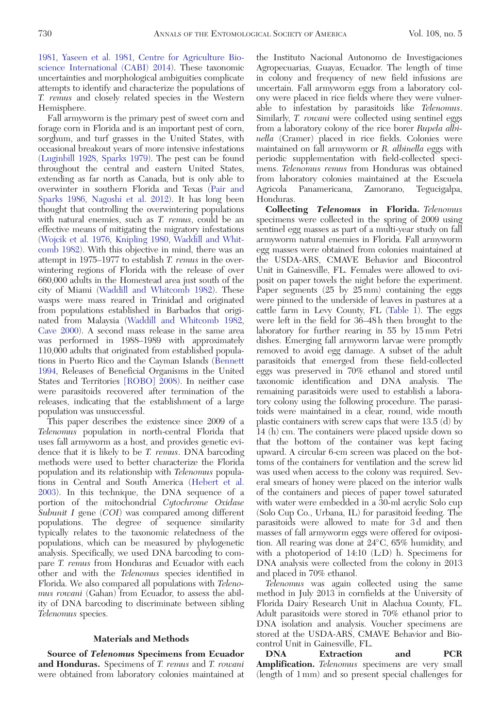1981, Yaseen et al. 1981, Centre for Agriculture Bioscience International (CABI) 2014). These taxonomic uncertainties and morphological ambiguities complicate attempts to identify and characterize the populations of *T. remus* and closely related species in the Western Hemisphere.

Fall armyworm is the primary pest of sweet corn and forage corn in Florida and is an important pest of corn, sorghum, and turf grasses in the United States, with occasional breakout years of more intensive infestations (Luginbill 1928, Sparks 1979). The pest can be found throughout the central and eastern United States, extending as far north as Canada, but is only able to overwinter in southern Florida and Texas (Pair and Sparks 1986, Nagoshi et al. 2012). It has long been thought that controlling the overwintering populations with natural enemies, such as *T. remus*, could be an effective means of mitigating the migratory infestations (Wojcik et al. 1976, Knipling 1980, Waddill and Whitcomb 1982). With this objective in mind, there was an attempt in 1975–1977 to establish *T. remus* in the overwintering regions of Florida with the release of over 660,000 adults in the Homestead area just south of the city of Miami (Waddill and Whitcomb 1982). These wasps were mass reared in Trinidad and originated from populations established in Barbados that originated from Malaysia (Waddill and Whitcomb 1982, Cave 2000). A second mass release in the same area was performed in 1988–1989 with approximately 110,000 adults that originated from established populations in Puerto Rico and the Cayman Islands (Bennett 1994, Releases of Beneficial Organisms in the United States and Territories [ROBO] 2008). In neither case were parasitoids recovered after termination of the releases, indicating that the establishment of a large population was unsuccessful.

This paper describes the existence since 2009 of a *Telenomus* population in north-central Florida that uses fall armyworm as a host, and provides genetic evidence that it is likely to be *T. remus*. DNA barcoding methods were used to better characterize the Florida population and its relationship with *Telenomus* populations in Central and South America (Hebert et al. 2003). In this technique, the DNA sequence of a portion of the mitochondrial *Cytochrome Oxidase Subunit I* gene (*COI*) was compared among different populations. The degree of sequence similarity typically relates to the taxonomic relatedness of the populations, which can be measured by phylogenetic analysis. Specifically, we used DNA barcoding to compare *T. remus* from Honduras and Ecuador with each other and with the *Telenomus* species identified in Florida. We also compared all populations with *Telenomus rowani* (Gahan) from Ecuador, to assess the ability of DNA barcoding to discriminate between sibling *Telenomus* species.

## Materials and Methods

**Source of *Telenomus* Specimens from Ecuador and Honduras.** Specimens of *T. remus* and *T. rowani* were obtained from laboratory colonies maintained at the Instituto Nacional Autonomo de Investigaciones Agropecuarias, Guayas, Ecuador. The length of time in colony and frequency of new field infusions are uncertain. Fall armyworm eggs from a laboratory colony were placed in rice fields where they were vulnerable to infestation by parasitoids like *Telenomus*. Similarly, *T. rowani* were collected using sentinel eggs from a laboratory colony of the rice borer *Rupela albinella* (Cramer) placed in rice fields. Colonies were maintained on fall armyworm or *R. albinella* eggs with periodic supplementation with field-collected specimens. *Telenomus remus* from Honduras was obtained from laboratory colonies maintained at the Escuela Agricola Panamericana, Zamorano, Tegucigalpa, Honduras.

**Collecting *Telenomus* in Florida.** *Telenomus* specimens were collected in the spring of 2009 using sentinel egg masses as part of a multi-year study on fall armyworm natural enemies in Florida. Fall armyworm egg masses were obtained from colonies maintained at the USDA-ARS, CMAVE Behavior and Biocontrol Unit in Gainesville, FL. Females were allowed to oviposit on paper towels the night before the experiment. Paper segments (25 by 25 mm) containing the eggs were pinned to the underside of leaves in pastures at a cattle farm in Levy County, FL (Table 1). The eggs were left in the field for 36–48 h then brought to the laboratory for further rearing in 55 by 15 mm Petri dishes. Emerging fall armyworm larvae were promptly removed to avoid egg damage. A subset of the adult parasitoids that emerged from these field-collected eggs was preserved in 70% ethanol and stored until taxonomic identification and DNA analysis. The remaining parasitoids were used to establish a laboratory colony using the following procedure. The parasitoids were maintained in a clear, round, wide mouth plastic containers with screw caps that were 13.5 (d) by 14 (h) cm. The containers were placed upside down so that the bottom of the container was kept facing upward. A circular 6-cm screen was placed on the bottoms of the containers for ventilation and the screw lid was used when access to the colony was required. Several smears of honey were placed on the interior walls of the containers and pieces of paper towel saturated with water were embedded in a 30-ml acrylic Solo cup (Solo Cup Co., Urbana, IL) for parasitoid feeding. The parasitoids were allowed to mate for 3 d and then masses of fall armyworm eggs were offered for oviposition. All rearing was done at 24°C, 65% humidity, and with a photoperiod of 14:10 (L:D) h. Specimens for DNA analysis were collected from the colony in 2013 and placed in 70% ethanol.

*Telenomus* was again collected using the same method in July 2013 in cornfields at the University of Florida Dairy Research Unit in Alachua County, FL. Adult parasitoids were stored in 70% ethanol prior to DNA isolation and analysis. Voucher specimens are stored at the USDA-ARS, CMAVE Behavior and Biocontrol Unit in Gainesville, FL.

**DNA Extraction and PCR Amplification.** *Telenomus* specimens are very small (length of 1 mm) and so present special challenges for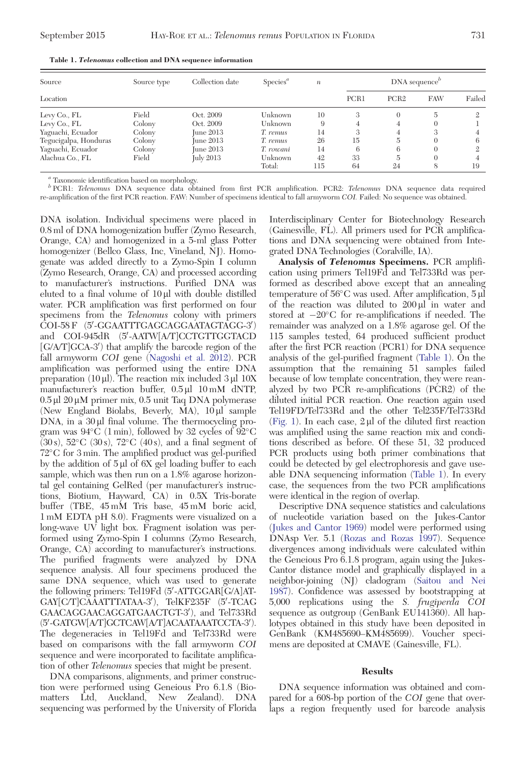**Table 1. *Telenomus* collection and DNA sequence information**

| Source | Source type | Collection date | Species[a] | *n* | DNA sequence[b] | | | |
|---|---|---|---|---|---|---|---|---|
| Location | | | | | PCR1 | PCR2 | FAW | Failed |
| Levy Co., FL | Field | Oct. 2009 | Unknown | 10 | 3 | 0 | 5 | 2 |
| Levy Co., FL | Colony | Oct. 2009 | Unknown | 9 | 4 | 4 | 0 | 1 |
| Yaguachi, Ecuador | Colony | June 2013 | *T. remus* | 14 | 3 | 4 | 3 | 4 |
| Tegucigalpa, Honduras | Colony | June 2013 | *T. remus* | 26 | 15 | 5 | 0 | 6 |
| Yaguachi, Ecuador | Colony | June 2013 | *T. rowani* | 14 | 6 | 6 | 0 | 2 |
| Alachua Co., FL | Field | July 2013 | Unknown | 42 | 33 | 5 | 0 | 4 |
| | | | Total: | 115 | 64 | 24 | 8 | 19 |

[a] Taxonomic identification based on morphology.
[b] PCR1: *Telenomus* DNA sequence data obtained from first PCR amplification. PCR2: *Telenomus* DNA sequence data required re-amplification of the first PCR reaction. FAW: Number of specimens identical to fall armyworm *COI*. Failed: No sequence was obtained.

DNA isolation. Individual specimens were placed in 0.8 ml of DNA homogenization buffer (Zymo Research, Orange, CA) and homogenized in a 5-ml glass Potter homogenizer (Bellco Glass, Inc, Vineland, NJ). Homogenate was added directly to a Zymo-Spin I column (Zymo Research, Orange, CA) and processed according to manufacturer's instructions. Purified DNA was eluted to a final volume of 10 µl with double distilled water. PCR amplification was first performed on four specimens from the *Telenomus* colony with primers COI-58 F (5′-GGAATTTGAGCAGGAATAGTAGG-3′) and COI-945dR (5′-AATW[A/T]CCTGTTGGTACD[G/A/T]GCA-3′) that amplify the barcode region of the fall armyworm *COI* gene (Nagoshi et al. 2012). PCR amplification was performed using the entire DNA preparation (10 µl). The reaction mix included 3 µl 10X manufacturer's reaction buffer, 0.5 µl 10 mM dNTP, 0.5 µl 20 µM primer mix, 0.5 unit Taq DNA polymerase (New England Biolabs, Beverly, MA), 10 µl sample DNA, in a 30 µl final volume. The thermocycling program was 94°C (1 min), followed by 32 cycles of 92°C (30 s), 52°C (30 s), 72°C (40 s), and a final segment of 72°C for 3 min. The amplified product was gel-purified by the addition of 5 µl of 6X gel loading buffer to each sample, which was then run on a 1.8% agarose horizontal gel containing GelRed (per manufacturer's instructions, Biotium, Hayward, CA) in 0.5X Tris-borate buffer (TBE, 45 mM Tris base, 45 mM boric acid, 1 mM EDTA pH 8.0). Fragments were visualized on a long-wave UV light box. Fragment isolation was performed using Zymo-Spin I columns (Zymo Research, Orange, CA) according to manufacturer's instructions. The purified fragments were analyzed by DNA sequence analysis. All four specimens produced the same DNA sequence, which was used to generate the following primers: Tel19Fd (5′-ATTGGAR[G/A]ATGAY[C/T]CAAATTTATAA-3′), TelKF235F (5′-TCAGGAACAGGAACAGGATGAACTGT-3′), and Tel733Rd (5′-GATGW[A/T]GCTCAW[A/T]ACAATAAATCCTA-3′). The degeneracies in Tel19Fd and Tel733Rd were based on comparisons with the fall armyworm *COI* sequence and were incorporated to facilitate amplification of other *Telenomus* species that might be present.

DNA comparisons, alignments, and primer construction were performed using Geneious Pro 6.1.8 (Biomatters Ltd, Auckland, New Zealand). DNA sequencing was performed by the University of Florida Interdisciplinary Center for Biotechnology Research (Gainesville, FL). All primers used for PCR amplifications and DNA sequencing were obtained from Integrated DNA Technologies (Coralville, IA).

**Analysis of *Telenomus* Specimens.** PCR amplification using primers Tel19Fd and Tel733Rd was performed as described above except that an annealing temperature of 56°C was used. After amplification, 5 µl of the reaction was diluted to 200 µl in water and stored at −20°C for re-amplifications if needed. The remainder was analyzed on a 1.8% agarose gel. Of the 115 samples tested, 64 produced sufficient product after the first PCR reaction (PCR1) for DNA sequence analysis of the gel-purified fragment (Table 1). On the assumption that the remaining 51 samples failed because of low template concentration, they were reanalyzed by two PCR re-amplifications (PCR2) of the diluted initial PCR reaction. One reaction again used Tel19FD/Tel733Rd and the other Tel235F/Tel733Rd (Fig. 1). In each case, 2 µl of the diluted first reaction was amplified using the same reaction mix and conditions described as before. Of these 51, 32 produced PCR products using both primer combinations that could be detected by gel electrophoresis and gave useable DNA sequencing information (Table 1). In every case, the sequences from the two PCR amplifications were identical in the region of overlap.

Descriptive DNA sequence statistics and calculations of nucleotide variation based on the Jukes-Cantor (Jukes and Cantor 1969) model were performed using DNAsp Ver. 5.1 (Rozas and Rozas 1997). Sequence divergences among individuals were calculated within the Geneious Pro 6.1.8 program, again using the Jukes-Cantor distance model and graphically displayed in a neighbor-joining (NJ) cladogram (Saitou and Nei 1987). Confidence was assessed by bootstrapping at 5,000 replications using the *S. frugiperda COI* sequence as outgroup (GenBank EU141360). All haplotypes obtained in this study have been deposited in GenBank (KM485690–KM485699). Voucher specimens are deposited at CMAVE (Gainesville, FL).

## Results

DNA sequence information was obtained and compared for a 608-bp portion of the *COI* gene that overlaps a region frequently used for barcode analysis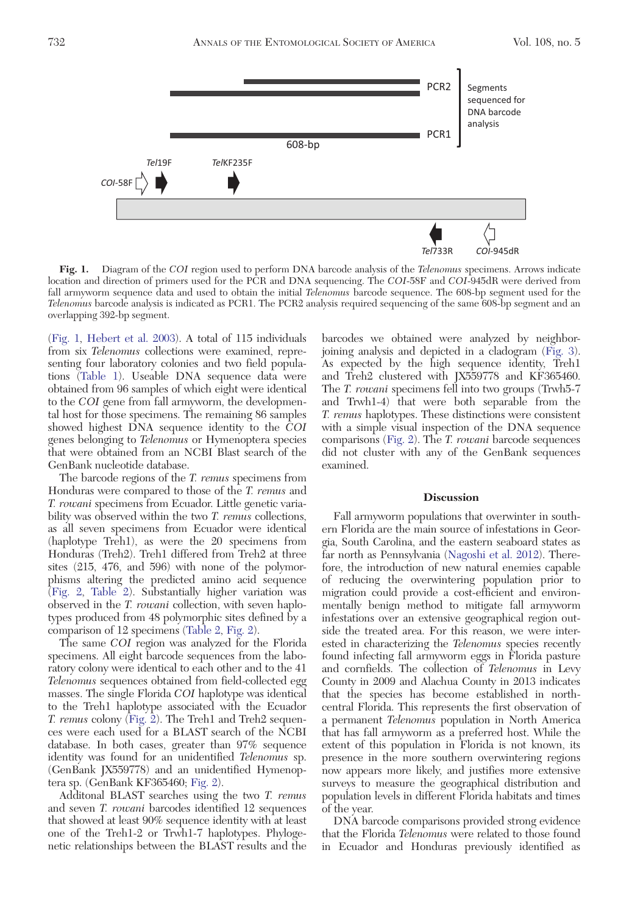**Fig. 1.** Diagram of the *COI* region used to perform DNA barcode analysis of the *Telenomus* specimens. Arrows indicate location and direction of primers used for the PCR and DNA sequencing. The *COI*-58F and *COI*-945dR were derived from fall armyworm sequence data and used to obtain the initial *Telenomus* barcode sequence. The 608-bp segment used for the *Telenomus* barcode analysis is indicated as PCR1. The PCR2 analysis required sequencing of the same 608-bp segment and an overlapping 392-bp segment.

(Fig. 1, Hebert et al. 2003). A total of 115 individuals from six *Telenomus* collections were examined, representing four laboratory colonies and two field populations (Table 1). Useable DNA sequence data were obtained from 96 samples of which eight were identical to the *COI* gene from fall armyworm, the developmental host for those specimens. The remaining 86 samples showed highest DNA sequence identity to the *COI* genes belonging to *Telenomus* or Hymenoptera species that were obtained from an NCBI Blast search of the GenBank nucleotide database.

The barcode regions of the *T. remus* specimens from Honduras were compared to those of the *T. remus* and *T. rowani* specimens from Ecuador. Little genetic variability was observed within the two *T. remus* collections, as all seven specimens from Ecuador were identical (haplotype Treh1), as were the 20 specimens from Honduras (Treh2). Treh1 differed from Treh2 at three sites (215, 476, and 596) with none of the polymorphisms altering the predicted amino acid sequence (Fig. 2, Table 2). Substantially higher variation was observed in the *T. rowani* collection, with seven haplotypes produced from 48 polymorphic sites defined by a comparison of 12 specimens (Table 2, Fig. 2).

The same *COI* region was analyzed for the Florida specimens. All eight barcode sequences from the laboratory colony were identical to each other and to the 41 *Telenomus* sequences obtained from field-collected egg masses. The single Florida *COI* haplotype was identical to the Treh1 haplotype associated with the Ecuador *T. remus* colony (Fig. 2). The Treh1 and Treh2 sequences were each used for a BLAST search of the NCBI database. In both cases, greater than 97% sequence identity was found for an unidentified *Telenomus* sp. (GenBank JX559778) and an unidentified Hymenoptera sp. (GenBank KF365460; Fig. 2).

Additonal BLAST searches using the two *T. remus* and seven *T. rowani* barcodes identified 12 sequences that showed at least 90% sequence identity with at least one of the Treh1-2 or Trwh1-7 haplotypes. Phylogenetic relationships between the BLAST results and the barcodes we obtained were analyzed by neighbor-joining analysis and depicted in a cladogram (Fig. 3). As expected by the high sequence identity, Treh1 and Treh2 clustered with JX559778 and KF365460. The *T. rowani* specimens fell into two groups (Trwh5-7 and Trwh1-4) that were both separable from the *T. remus* haplotypes. These distinctions were consistent with a simple visual inspection of the DNA sequence comparisons (Fig. 2). The *T. rowani* barcode sequences did not cluster with any of the GenBank sequences examined.

## Discussion

Fall armyworm populations that overwinter in southern Florida are the main source of infestations in Georgia, South Carolina, and the eastern seaboard states as far north as Pennsylvania (Nagoshi et al. 2012). Therefore, the introduction of new natural enemies capable of reducing the overwintering population prior to migration could provide a cost-efficient and environmentally benign method to mitigate fall armyworm infestations over an extensive geographical region outside the treated area. For this reason, we were interested in characterizing the *Telenomus* species recently found infecting fall armyworm eggs in Florida pasture and cornfields. The collection of *Telenomus* in Levy County in 2009 and Alachua County in 2013 indicates that the species has become established in north-central Florida. This represents the first observation of a permanent *Telenomus* population in North America that has fall armyworm as a preferred host. While the extent of this population in Florida is not known, its presence in the more southern overwintering regions now appears more likely, and justifies more extensive surveys to measure the geographical distribution and population levels in different Florida habitats and times of the year.

DNA barcode comparisons provided strong evidence that the Florida *Telenomus* were related to those found in Ecuador and Honduras previously identified as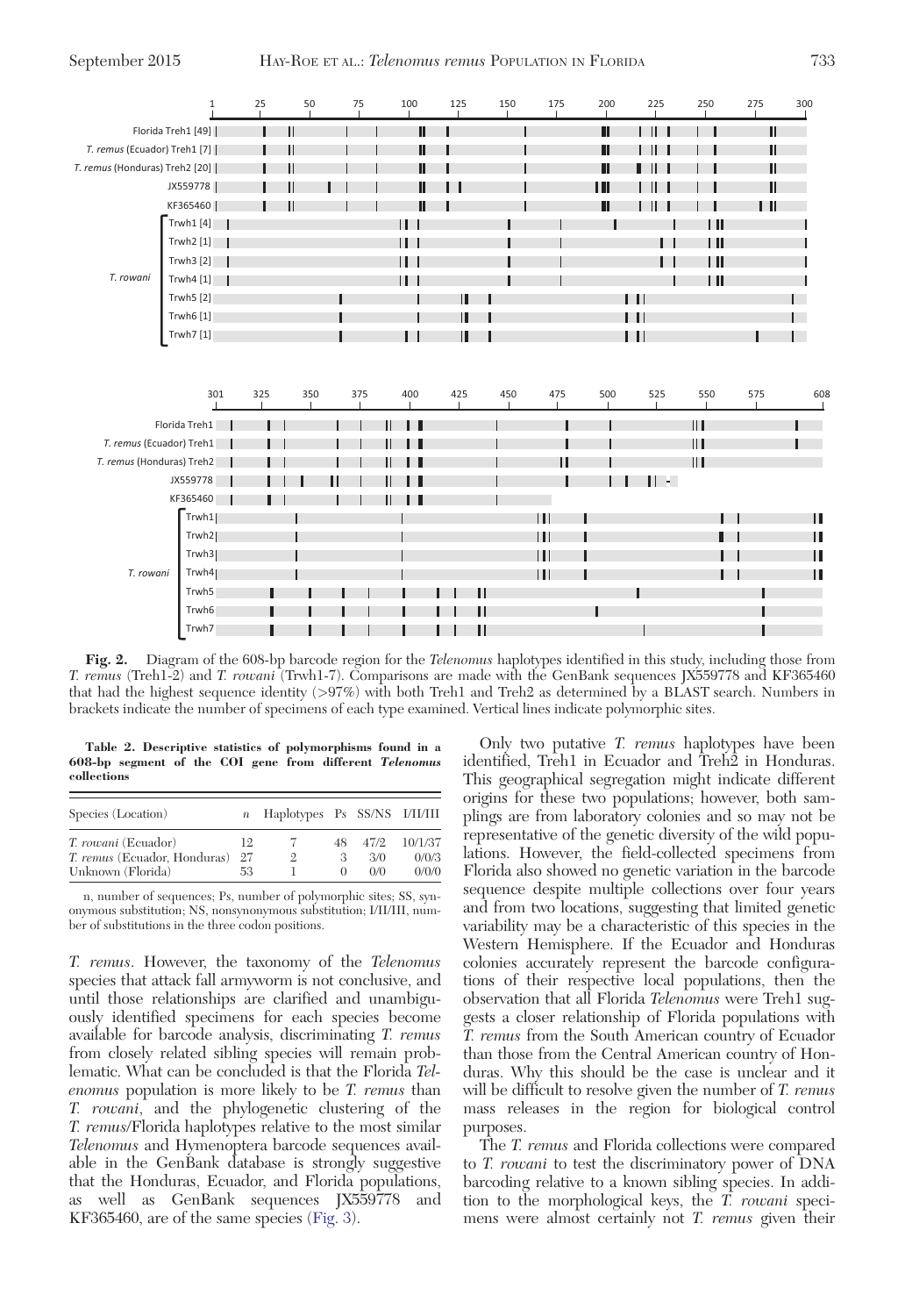**Fig. 2.** Diagram of the 608-bp barcode region for the *Telenomus* haplotypes identified in this study, including those from *T. remus* (Treh1-2) and *T. rowani* (Trwh1-7). Comparisons are made with the GenBank sequences JX559778 and KF365460 that had the highest sequence identity (>97%) with both Treh1 and Treh2 as determined by a BLAST search. Numbers in brackets indicate the number of specimens of each type examined. Vertical lines indicate polymorphic sites.

**Table 2. Descriptive statistics of polymorphisms found in a 608-bp segment of the COI gene from different *Telenomus* collections**

| Species (Location) | n | Haplotypes | Ps | SS/NS | I/II/III |
|---|---|---|---|---|---|
| *T. rowani* (Ecuador) | 12 | 7 | 48 | 47/2 | 10/1/37 |
| *T. remus* (Ecuador, Honduras) | 27 | 2 | 3 | 3/0 | 0/0/3 |
| Unknown (Florida) | 53 | 1 | 0 | 0/0 | 0/0/0 |

n, number of sequences; Ps, number of polymorphic sites; SS, synonymous substitution; NS, nonsynonymous substitution; I/II/III, number of substitutions in the three codon positions.

*T. remus*. However, the taxonomy of the *Telenomus* species that attack fall armyworm is not conclusive, and until those relationships are clarified and unambiguously identified specimens for each species become available for barcode analysis, discriminating *T. remus* from closely related sibling species will remain problematic. What can be concluded is that the Florida *Telenomus* population is more likely to be *T. remus* than *T. rowani*, and the phylogenetic clustering of the *T. remus*/Florida haplotypes relative to the most similar *Telenomus* and Hymenoptera barcode sequences available in the GenBank database is strongly suggestive that the Honduras, Ecuador, and Florida populations, as well as GenBank sequences JX559778 and KF365460, are of the same species (Fig. 3).

Only two putative *T. remus* haplotypes have been identified, Treh1 in Ecuador and Treh2 in Honduras. This geographical segregation might indicate different origins for these two populations; however, both samplings are from laboratory colonies and so may not be representative of the genetic diversity of the wild populations. However, the field-collected specimens from Florida also showed no genetic variation in the barcode sequence despite multiple collections over four years and from two locations, suggesting that limited genetic variability may be a characteristic of this species in the Western Hemisphere. If the Ecuador and Honduras colonies accurately represent the barcode configurations of their respective local populations, then the observation that all Florida *Telenomus* were Treh1 suggests a closer relationship of Florida populations with *T. remus* from the South American country of Ecuador than those from the Central American country of Honduras. Why this should be the case is unclear and it will be difficult to resolve given the number of *T. remus* mass releases in the region for biological control purposes.

The *T. remus* and Florida collections were compared to *T. rowani* to test the discriminatory power of DNA barcoding relative to a known sibling species. In addition to the morphological keys, the *T. rowani* specimens were almost certainly not *T. remus* given their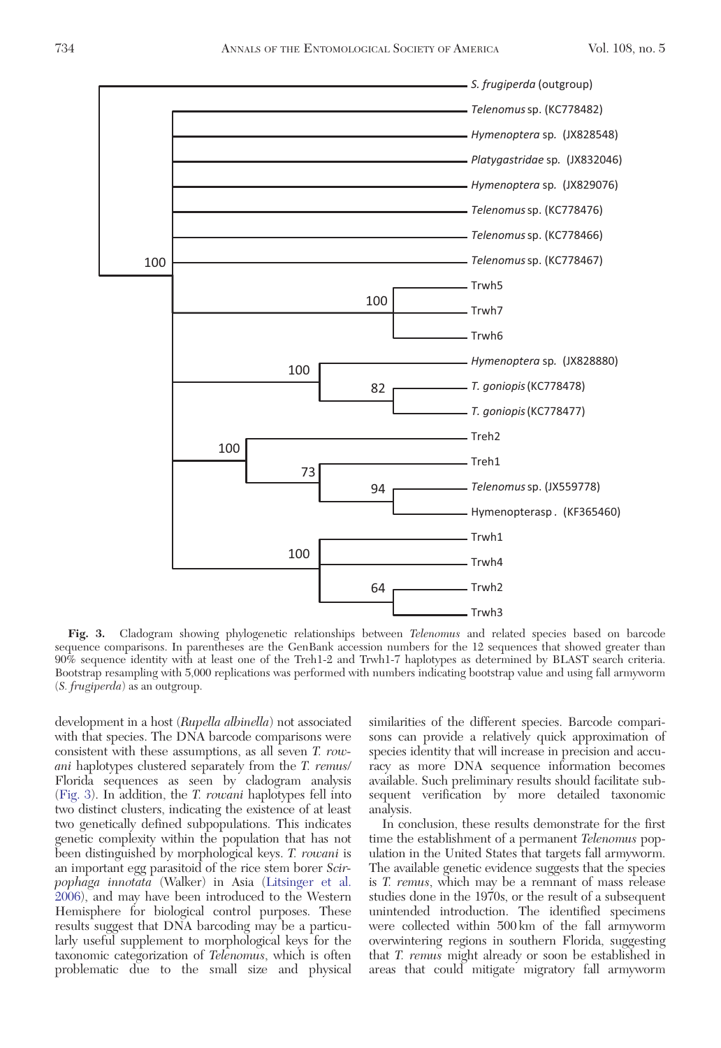**Fig. 3.** Cladogram showing phylogenetic relationships between *Telenomus* and related species based on barcode sequence comparisons. In parentheses are the GenBank accession numbers for the 12 sequences that showed greater than 90% sequence identity with at least one of the Treh1-2 and Trwh1-7 haplotypes as determined by BLAST search criteria. Bootstrap resampling with 5,000 replications was performed with numbers indicating bootstrap value and using fall armyworm (*S. frugiperda*) as an outgroup.

development in a host (*Rupella albinella*) not associated with that species. The DNA barcode comparisons were consistent with these assumptions, as all seven *T. rowani* haplotypes clustered separately from the *T. remus*/Florida sequences as seen by cladogram analysis (Fig. 3). In addition, the *T. rowani* haplotypes fell into two distinct clusters, indicating the existence of at least two genetically defined subpopulations. This indicates genetic complexity within the population that has not been distinguished by morphological keys. *T. rowani* is an important egg parasitoid of the rice stem borer *Scirpophaga innotata* (Walker) in Asia (Litsinger et al. 2006), and may have been introduced to the Western Hemisphere for biological control purposes. These results suggest that DNA barcoding may be a particularly useful supplement to morphological keys for the taxonomic categorization of *Telenomus*, which is often problematic due to the small size and physical similarities of the different species. Barcode comparisons can provide a relatively quick approximation of species identity that will increase in precision and accuracy as more DNA sequence information becomes available. Such preliminary results should facilitate subsequent verification by more detailed taxonomic analysis.

In conclusion, these results demonstrate for the first time the establishment of a permanent *Telenomus* population in the United States that targets fall armyworm. The available genetic evidence suggests that the species is *T. remus*, which may be a remnant of mass release studies done in the 1970s, or the result of a subsequent unintended introduction. The identified specimens were collected within 500 km of the fall armyworm overwintering regions in southern Florida, suggesting that *T. remus* might already or soon be established in areas that could mitigate migratory fall armyworm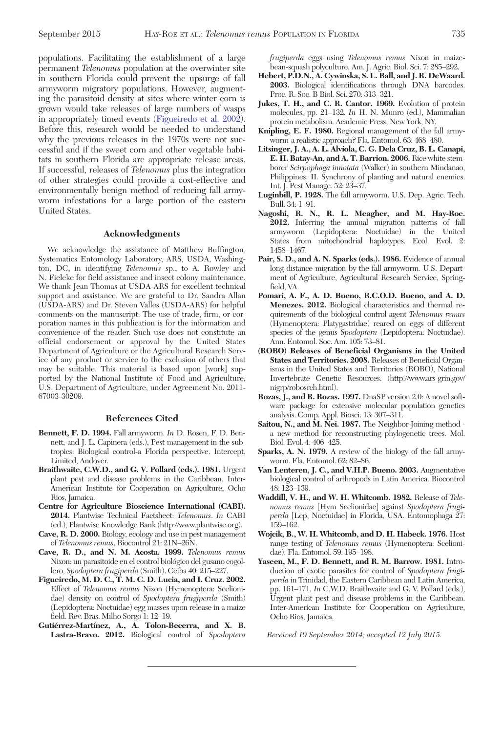populations. Facilitating the establishment of a large permanent *Telenomus* population at the overwinter site in southern Florida could prevent the upsurge of fall armyworm migratory populations. However, augmenting the parasitoid density at sites where winter corn is grown would take releases of large numbers of wasps in appropriately timed events (Figueiredo et al. 2002). Before this, research would be needed to understand why the previous releases in the 1970s were not successful and if the sweet corn and other vegetable habitats in southern Florida are appropriate release areas. If successful, releases of *Telenomus* plus the integration of other strategies could provide a cost-effective and environmentally benign method of reducing fall armyworm infestations for a large portion of the eastern United States.

## Acknowledgments

We acknowledge the assistance of Matthew Buffington, Systematics Entomology Laboratory, ARS, USDA, Washington, DC, in identifying *Telenomus* sp., to A. Rowley and N. Fieleke for field assistance and insect colony maintenance. We thank Jean Thomas at USDA-ARS for excellent technical support and assistance. We are grateful to Dr. Sandra Allan (USDA-ARS) and Dr. Steven Valles (USDA-ARS) for helpful comments on the manuscript. The use of trade, firm, or corporation names in this publication is for the information and convenience of the reader. Such use does not constitute an official endorsement or approval by the United States Department of Agriculture or the Agricultural Research Service of any product or service to the exclusion of others that may be suitable. This material is based upon [work] supported by the National Institute of Food and Agriculture, U.S. Department of Agriculture, under Agreement No. 2011-67003-30209.

## References Cited

**Bennett, F. D. 1994.** Fall armyworm. *In* D. Rosen, F. D. Bennett, and J. L. Capinera (eds.), Pest management in the subtropics: Biological control-a Florida perspective. Intercept, Limited, Andover.

**Braithwaite, C.W.D., and G. V. Pollard (eds.). 1981.** Urgent plant pest and disease problems in the Caribbean. Inter-American Institute for Cooperation on Agriculture, Ocho Rios, Jamaica.

**Centre for Agriculture Bioscience International (CABI). 2014.** Plantwise Technical Factsheet: *Telenomus*. *In* CABI (ed.), Plantwise Knowledge Bank (http://www.plantwise.org).

**Cave, R. D. 2000.** Biology, ecology and use in pest management of *Telenomus remus*. Biocontrol 21: 21N–26N.

**Cave, R. D., and N. M. Acosta. 1999.** *Telenomus remus* Nixon: un parasitoide en el control biológico del gusano cogollero, *Spodoptera frugiperda* (Smith). Ceiba 40: 215–227.

**Figueiredo, M. D. C., T. M. C. D. Lucia, and I. Cruz. 2002.** Effect of *Telenomus remus* Nixon (Hymenoptera: Scelionidae) density on control of *Spodoptera frugiperda* (Smith) (Lepidoptera: Noctuidae) egg masses upon release in a maize field. Rev. Bras. Milho Sorgo 1: 12–19.

**Gutiérrez-Martínez, A., A. Tolon-Becerra, and X. B. Lastra-Bravo. 2012.** Biological control of *Spodoptera frugiperda* eggs using *Telenomus remus* Nixon in maize-bean-squash polyculture. Am. J. Agric. Biol. Sci. 7: 285–292.

**Hebert, P.D.N., A. Cywinska, S. L. Ball, and J. R. DeWaard. 2003.** Biological identifications through DNA barcodes. Proc. R. Soc. B Biol. Sci. 270: 313–321.

**Jukes, T. H., and C. R. Cantor. 1969.** Evolution of protein molecules, pp. 21–132. *In* H. N. Munro (ed.), Mammalian protein metabolism. Academic Press, New York, NY.

**Knipling, E. F. 1980.** Regional management of the fall armyworm-a realistic approach? Fla. Entomol. 63: 468–480.

**Litsinger, J. A., A. L. Alviola, C. G. Dela Cruz, B. L. Canapi, E. H. Batay-An, and A. T. Barrion. 2006.** Rice white stemborer *Scirpophaga innotata* (Walker) in southern Mindanao, Philippines. II. Synchrony of planting and natural enemies. Int. J. Pest Manage. 52: 23–37.

**Luginbill, P. 1928.** The fall armyworm. U.S. Dep. Agric. Tech. Bull. 34: 1–91.

**Nagoshi, R. N., R. L. Meagher, and M. Hay-Roe. 2012.** Inferring the annual migration patterns of fall armyworm (Lepidoptera: Noctuidae) in the United States from mitochondrial haplotypes. Ecol. Evol. 2: 1458–1467.

**Pair, S. D., and A. N. Sparks (eds.). 1986.** Evidence of annual long distance migration by the fall armyworm. U.S. Department of Agriculture, Agricultural Research Service, Springfield, VA.

**Pomari, A. F., A. D. Bueno, R.C.O.D. Bueno, and A. D. Menezes. 2012.** Biological characteristics and thermal requirements of the biological control agent *Telenomus remus* (Hymenoptera: Platygastridae) reared on eggs of different species of the genus *Spodoptera* (Lepidoptera: Noctuidae). Ann. Entomol. Soc. Am. 105: 73–81.

**(ROBO) Releases of Beneficial Organisms in the United States and Territories. 2008.** Releases of Beneficial Organisms in the United States and Territories (ROBO), National Invertebrate Genetic Resources. (http://www.ars-grin.gov/nigrp/robosrch.html).

**Rozas, J., and R. Rozas. 1997.** DnaSP version 2.0: A novel software package for extensive molecular population genetics analysis. Comp. Appl. Biosci. 13: 307–311.

**Saitou, N., and M. Nei. 1987.** The Neighbor-Joining method - a new method for reconstructing phylogenetic trees. Mol. Biol. Evol. 4: 406–425.

**Sparks, A. N. 1979.** A review of the biology of the fall armyworm. Fla. Entomol. 62: 82–86.

**Van Lenteren, J. C., and V.H.P. Bueno. 2003.** Augmentative biological control of arthropods in Latin America. Biocontrol 48: 123–139.

**Waddill, V. H., and W. H. Whitcomb. 1982.** Release of *Telenomus remus* [Hym Scelionidae] against *Spodoptera frugiperda* [Lep, Noctuidae] in Florida, USA. Entomophaga 27: 159–162.

**Wojcik, B., W. H. Whitcomb, and D. H. Habeck. 1976.** Host range testing of *Telenomus remus* (Hymenoptera: Scelionidae). Fla. Entomol. 59: 195–198.

**Yaseen, M., F. D. Bennett, and R. M. Barrow. 1981.** Introduction of exotic parasites for control of *Spodoptera frugiperda* in Trinidad, the Eastern Caribbean and Latin America, pp. 161–171. *In* C.W.D. Braithwaite and G. V. Pollard (eds.), Urgent plant pest and disease problems in the Caribbean. Inter-American Institute for Cooperation on Agriculture, Ocho Rios, Jamaica.

*Received 19 September 2014; accepted 12 July 2015.*